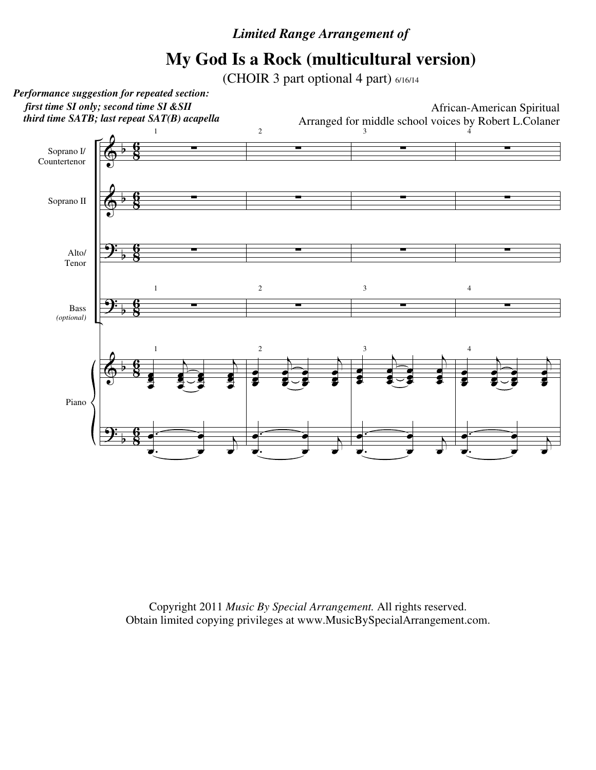*Limited Range Arrangement of*

# My God Is a Rock (multicultural version)

(CHOIR 3 part optional 4 part) 6/16/14

***Performance suggestion for repeated section:***
***first time SI only; second time SI &SII***
***third time SATB; last repeat SAT(B) acapella***

African-American Spiritual
Arranged for middle school voices by Robert L.Colaner

Soprano I/ Countertenor

Soprano II

Alto/ Tenor

Bass *(optional)*

Piano

Copyright 2011 *Music By Special Arrangement.* All rights reserved.
Obtain limited copying privileges at www.MusicBySpecialArrangement.com.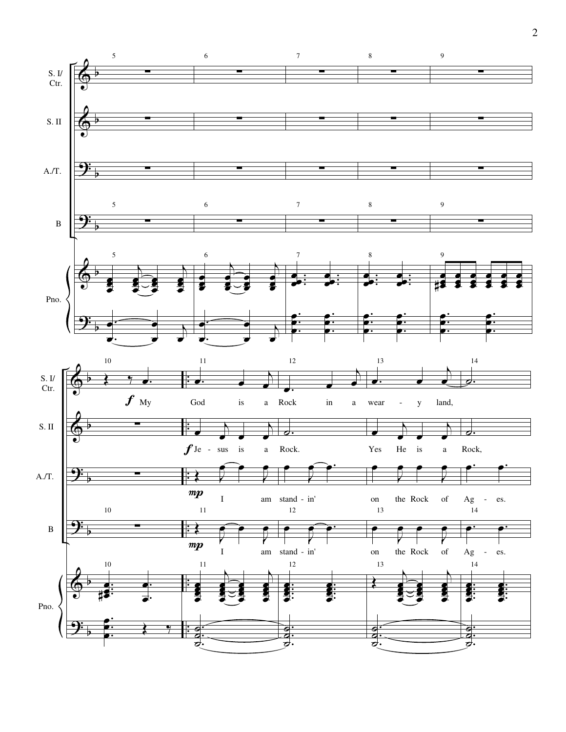S. I/ Ctr.

S. II

A./T.

B

Pno.

*f* My God is a Rock in a wear - y land,

*f* Je - sus is a Rock. Yes He is a Rock,

*mp* I am stand - in' on the Rock of Ag - es.

*mp* I am stand - in' on the Rock of Ag - es.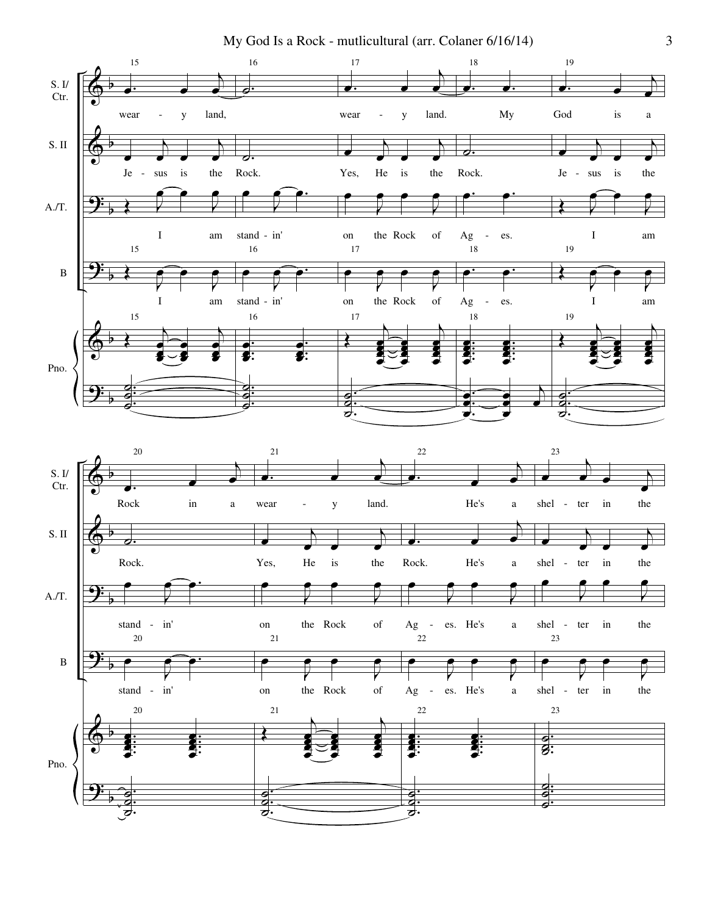S. I/ Ctr.

wear - y land, wear - y land. My God is a Rock in a wear - y land. He's a shel - ter in the

S. II

Je - sus is the Rock. Yes, He is the Rock. Je - sus is the Rock. Yes, He is the Rock. He's a shel - ter in the

A./T.

I am stand - in' on the Rock of Ag - es. I am stand - in' on the Rock of Ag - es. He's a shel - ter in the

B

I am stand - in' on the Rock of Ag - es. I am stand - in' on the Rock of Ag - es. He's a shel - ter in the

Pno.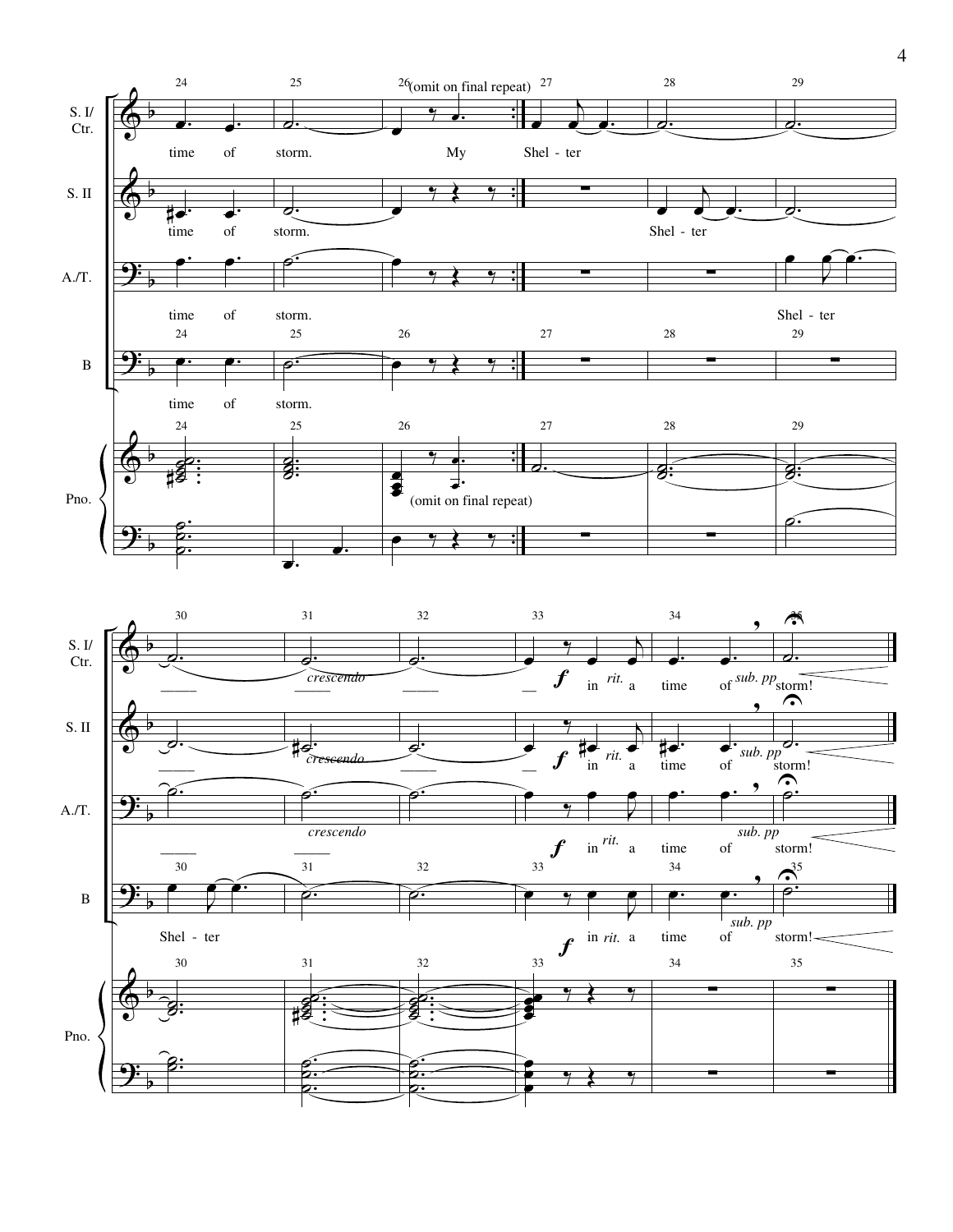(omit on final repeat)

S. I/ Ctr.: time of storm. My Shel - ter in a time of storm!

S. II: time of storm. Shel - ter in a time of storm!

A./T.: time of storm. Shel - ter in a time of storm!

B: time of storm. Shel - ter in a time of storm!

Pno. (omit on final repeat)

*crescendo* *f* *rit.* *sub. pp*